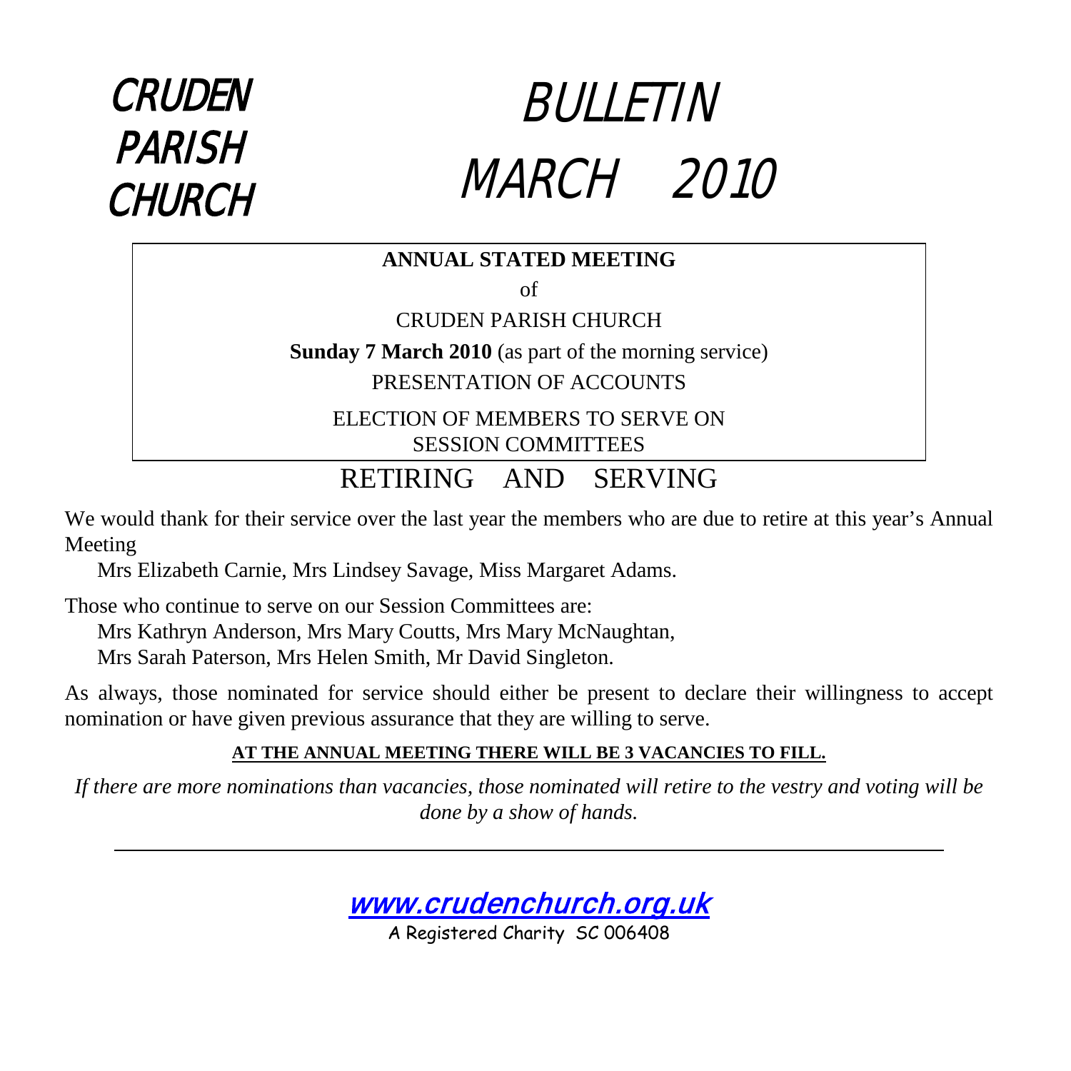# CRUDEN PARISH CHURCH

# BULLETIN MARCH 2010

**ANNUAL STATED MEETING**

of

CRUDEN PARISH CHURCH

**Sunday 7 March 2010** (as part of the morning service)

PRESENTATION OF ACCOUNTS

ELECTION OF MEMBERS TO SERVE ON SESSION COMMITTEES

## RETIRING AND SERVING

We would thank for their service over the last year the members who are due to retire at this year's Annual Meeting

Mrs Elizabeth Carnie, Mrs Lindsey Savage, Miss Margaret Adams.

Those who continue to serve on our Session Committees are:

Mrs Kathryn Anderson, Mrs Mary Coutts, Mrs Mary McNaughtan,
Mrs Sarah Paterson, Mrs Helen Smith, Mr David Singleton.

As always, those nominated for service should either be present to declare their willingness to accept nomination or have given previous assurance that they are willing to serve.

**AT THE ANNUAL MEETING THERE WILL BE 3 VACANCIES TO FILL.**

*If there are more nominations than vacancies, those nominated will retire to the vestry and voting will be done by a show of hands.*

---

www.crudenchurch.org.uk

A Registered Charity SC 006408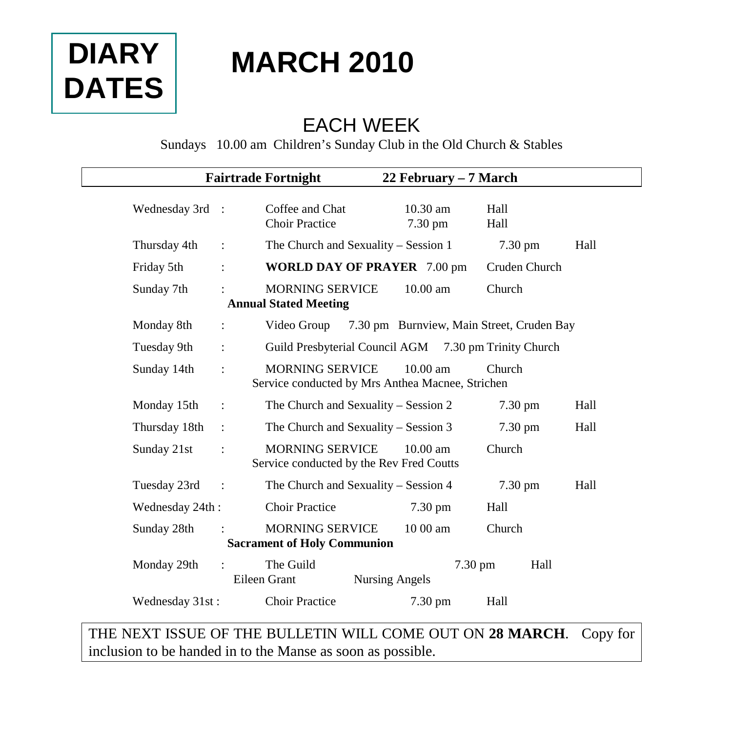# DIARY DATES

# MARCH 2010

## EACH WEEK

Sundays 10.00 am Children's Sunday Club in the Old Church & Stables

**Fairtrade Fortnight 22 February – 7 March**

| Date | Event | Time | Venue |
|---|---|---|---|
| Wednesday 3rd | Coffee and Chat | 10.30 am | Hall |
| | Choir Practice | 7.30 pm | Hall |
| Thursday 4th | The Church and Sexuality – Session 1 | 7.30 pm | Hall |
| Friday 5th | **WORLD DAY OF PRAYER** | 7.00 pm | Cruden Church |
| Sunday 7th | MORNING SERVICE<br>**Annual Stated Meeting** | 10.00 am | Church |
| Monday 8th | Video Group | 7.30 pm | Burnview, Main Street, Cruden Bay |
| Tuesday 9th | Guild Presbyterial Council AGM | 7.30 pm | Trinity Church |
| Sunday 14th | MORNING SERVICE<br>Service conducted by Mrs Anthea Macnee, Strichen | 10.00 am | Church |
| Monday 15th | The Church and Sexuality – Session 2 | 7.30 pm | Hall |
| Thursday 18th | The Church and Sexuality – Session 3 | 7.30 pm | Hall |
| Sunday 21st | MORNING SERVICE<br>Service conducted by the Rev Fred Coutts | 10.00 am | Church |
| Tuesday 23rd | The Church and Sexuality – Session 4 | 7.30 pm | Hall |
| Wednesday 24th | Choir Practice | 7.30 pm | Hall |
| Sunday 28th | MORNING SERVICE<br>**Sacrament of Holy Communion** | 10 00 am | Church |
| Monday 29th | The Guild<br>Eileen Grant — Nursing Angels | 7.30 pm | Hall |
| Wednesday 31st | Choir Practice | 7.30 pm | Hall |

THE NEXT ISSUE OF THE BULLETIN WILL COME OUT ON **28 MARCH**. Copy for inclusion to be handed in to the Manse as soon as possible.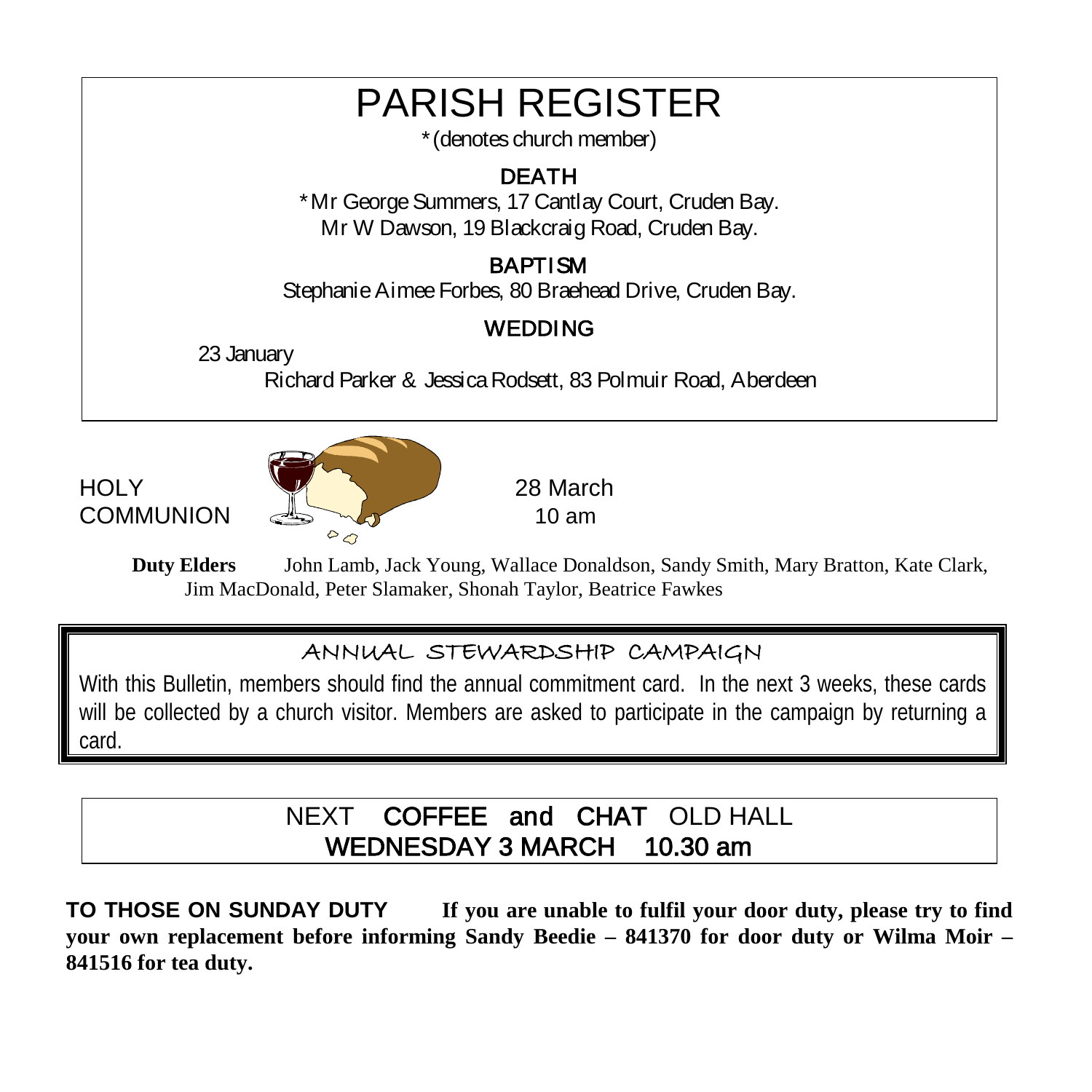# PARISH REGISTER

*(denotes church member)

## DEATH

*Mr George Summers, 17 Cantlay Court, Cruden Bay.
Mr W Dawson, 19 Blackcraig Road, Cruden Bay.

## BAPTISM

Stephanie Aimee Forbes, 80 Braehead Drive, Cruden Bay.

## WEDDING

23 January
Richard Parker & Jessica Rodsett, 83 Polmuir Road, Aberdeen

HOLY COMMUNION

28 March
10 am

**Duty Elders** John Lamb, Jack Young, Wallace Donaldson, Sandy Smith, Mary Bratton, Kate Clark, Jim MacDonald, Peter Slamaker, Shonah Taylor, Beatrice Fawkes

## ANNUAL STEWARDSHIP CAMPAIGN

With this Bulletin, members should find the annual commitment card. In the next 3 weeks, these cards will be collected by a church visitor. Members are asked to participate in the campaign by returning a card.

NEXT **COFFEE and CHAT** OLD HALL
**WEDNESDAY 3 MARCH 10.30 am**

**TO THOSE ON SUNDAY DUTY If you are unable to fulfil your door duty, please try to find your own replacement before informing Sandy Beedie – 841370 for door duty or Wilma Moir – 841516 for tea duty.**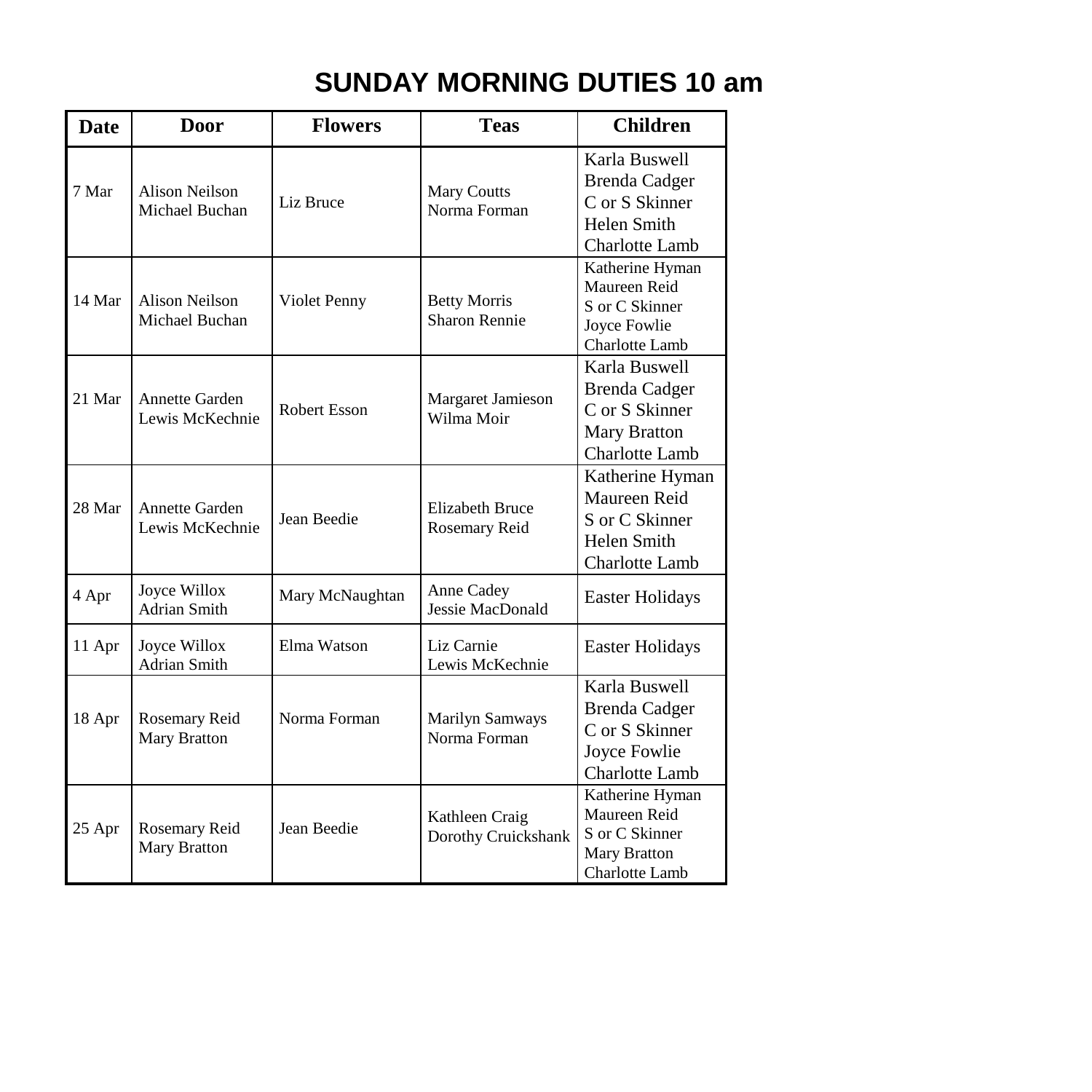# SUNDAY MORNING DUTIES 10 am

| Date | Door | Flowers | Teas | Children |
|---|---|---|---|---|
| 7 Mar | Alison Neilson<br>Michael Buchan | Liz Bruce | Mary Coutts<br>Norma Forman | Karla Buswell<br>Brenda Cadger<br>C or S Skinner<br>Helen Smith<br>Charlotte Lamb |
| 14 Mar | Alison Neilson<br>Michael Buchan | Violet Penny | Betty Morris<br>Sharon Rennie | Katherine Hyman<br>Maureen Reid<br>S or C Skinner<br>Joyce Fowlie<br>Charlotte Lamb |
| 21 Mar | Annette Garden<br>Lewis McKechnie | Robert Esson | Margaret Jamieson<br>Wilma Moir | Karla Buswell<br>Brenda Cadger<br>C or S Skinner<br>Mary Bratton<br>Charlotte Lamb |
| 28 Mar | Annette Garden<br>Lewis McKechnie | Jean Beedie | Elizabeth Bruce<br>Rosemary Reid | Katherine Hyman<br>Maureen Reid<br>S or C Skinner<br>Helen Smith<br>Charlotte Lamb |
| 4 Apr | Joyce Willox<br>Adrian Smith | Mary McNaughtan | Anne Cadey<br>Jessie MacDonald | Easter Holidays |
| 11 Apr | Joyce Willox<br>Adrian Smith | Elma Watson | Liz Carnie<br>Lewis McKechnie | Easter Holidays |
| 18 Apr | Rosemary Reid<br>Mary Bratton | Norma Forman | Marilyn Samways<br>Norma Forman | Karla Buswell<br>Brenda Cadger<br>C or S Skinner<br>Joyce Fowlie<br>Charlotte Lamb |
| 25 Apr | Rosemary Reid<br>Mary Bratton | Jean Beedie | Kathleen Craig<br>Dorothy Cruickshank | Katherine Hyman<br>Maureen Reid<br>S or C Skinner<br>Mary Bratton<br>Charlotte Lamb |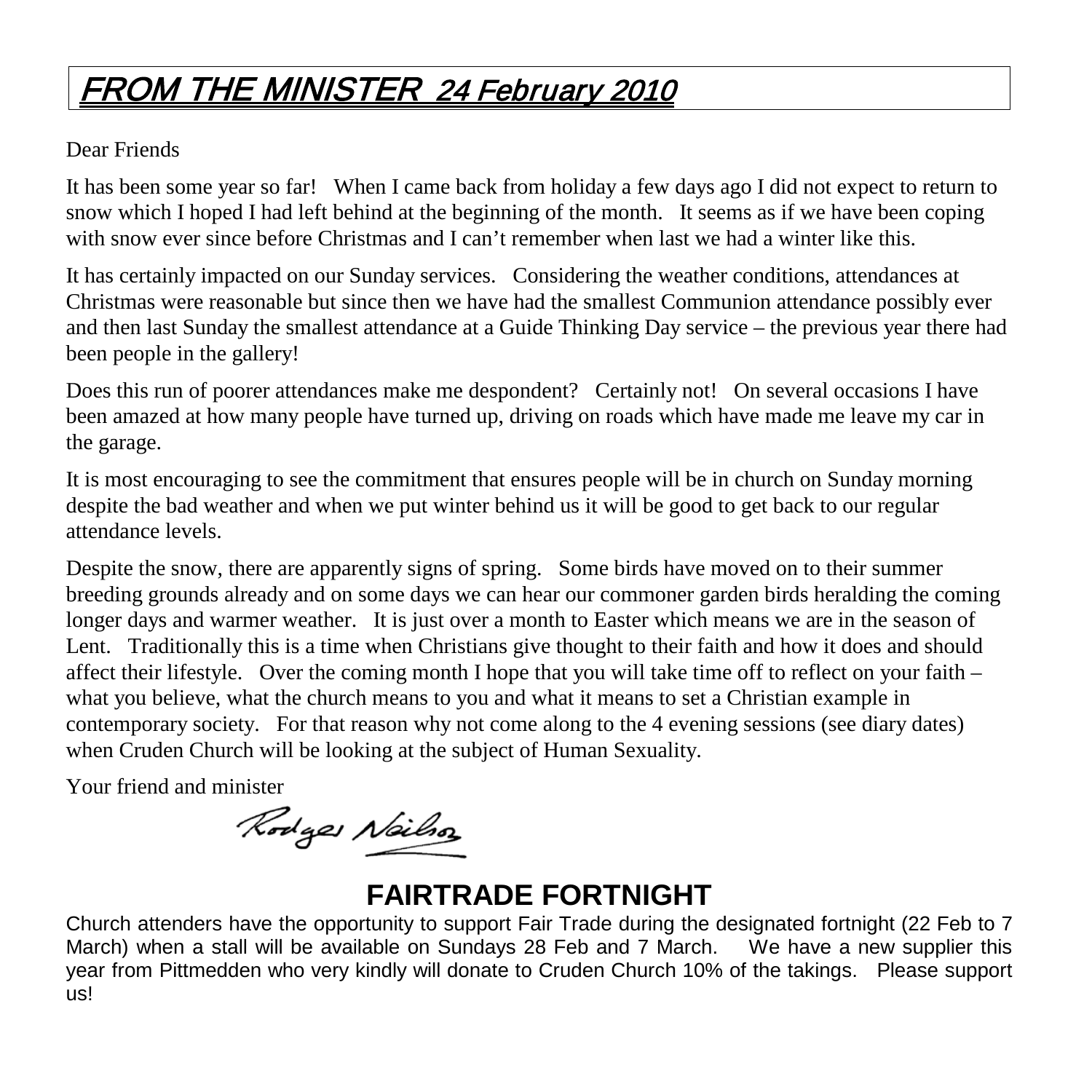# FROM THE MINISTER 24 February 2010

Dear Friends

It has been some year so far! When I came back from holiday a few days ago I did not expect to return to snow which I hoped I had left behind at the beginning of the month. It seems as if we have been coping with snow ever since before Christmas and I can't remember when last we had a winter like this.

It has certainly impacted on our Sunday services. Considering the weather conditions, attendances at Christmas were reasonable but since then we have had the smallest Communion attendance possibly ever and then last Sunday the smallest attendance at a Guide Thinking Day service – the previous year there had been people in the gallery!

Does this run of poorer attendances make me despondent? Certainly not! On several occasions I have been amazed at how many people have turned up, driving on roads which have made me leave my car in the garage.

It is most encouraging to see the commitment that ensures people will be in church on Sunday morning despite the bad weather and when we put winter behind us it will be good to get back to our regular attendance levels.

Despite the snow, there are apparently signs of spring. Some birds have moved on to their summer breeding grounds already and on some days we can hear our commoner garden birds heralding the coming longer days and warmer weather. It is just over a month to Easter which means we are in the season of Lent. Traditionally this is a time when Christians give thought to their faith and how it does and should affect their lifestyle. Over the coming month I hope that you will take time off to reflect on your faith – what you believe, what the church means to you and what it means to set a Christian example in contemporary society. For that reason why not come along to the 4 evening sessions (see diary dates) when Cruden Church will be looking at the subject of Human Sexuality.

Your friend and minister

Rodger Neilson

## FAIRTRADE FORTNIGHT

Church attenders have the opportunity to support Fair Trade during the designated fortnight (22 Feb to 7 March) when a stall will be available on Sundays 28 Feb and 7 March. We have a new supplier this year from Pittmedden who very kindly will donate to Cruden Church 10% of the takings. Please support us!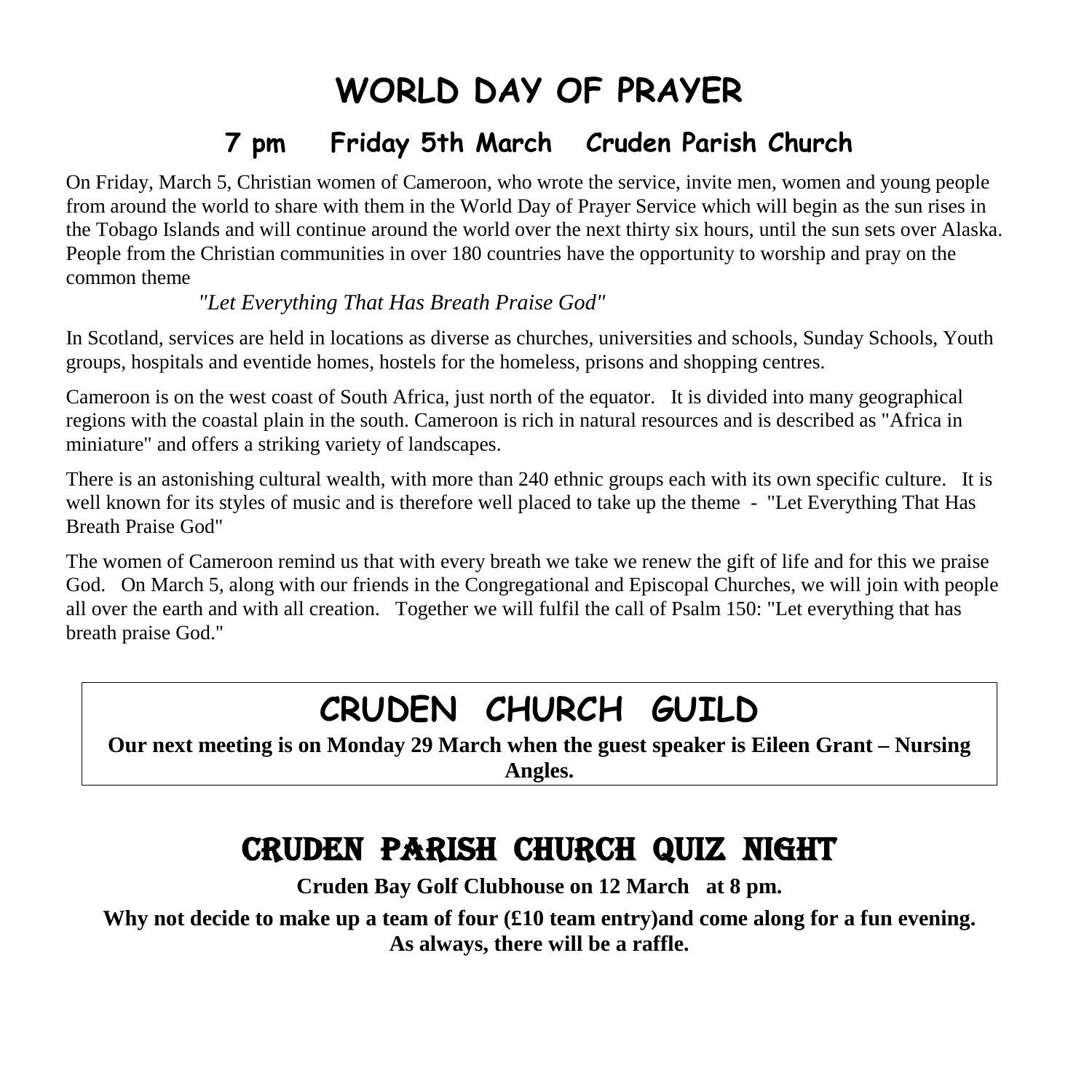# WORLD DAY OF PRAYER

## 7 pm Friday 5th March Cruden Parish Church

On Friday, March 5, Christian women of Cameroon, who wrote the service, invite men, women and young people from around the world to share with them in the World Day of Prayer Service which will begin as the sun rises in the Tobago Islands and will continue around the world over the next thirty six hours, until the sun sets over Alaska. People from the Christian communities in over 180 countries have the opportunity to worship and pray on the common theme

*"Let Everything That Has Breath Praise God"*

In Scotland, services are held in locations as diverse as churches, universities and schools, Sunday Schools, Youth groups, hospitals and eventide homes, hostels for the homeless, prisons and shopping centres.

Cameroon is on the west coast of South Africa, just north of the equator. It is divided into many geographical regions with the coastal plain in the south. Cameroon is rich in natural resources and is described as "Africa in miniature" and offers a striking variety of landscapes.

There is an astonishing cultural wealth, with more than 240 ethnic groups each with its own specific culture. It is well known for its styles of music and is therefore well placed to take up the theme - "Let Everything That Has Breath Praise God"

The women of Cameroon remind us that with every breath we take we renew the gift of life and for this we praise God. On March 5, along with our friends in the Congregational and Episcopal Churches, we will join with people all over the earth and with all creation. Together we will fulfil the call of Psalm 150: "Let everything that has breath praise God."

# CRUDEN CHURCH GUILD

**Our next meeting is on Monday 29 March when the guest speaker is Eileen Grant – Nursing Angles.**

# CRUDEN PARISH CHURCH QUIZ NIGHT

**Cruden Bay Golf Clubhouse on 12 March at 8 pm.**

**Why not decide to make up a team of four (£10 team entry)and come along for a fun evening. As always, there will be a raffle.**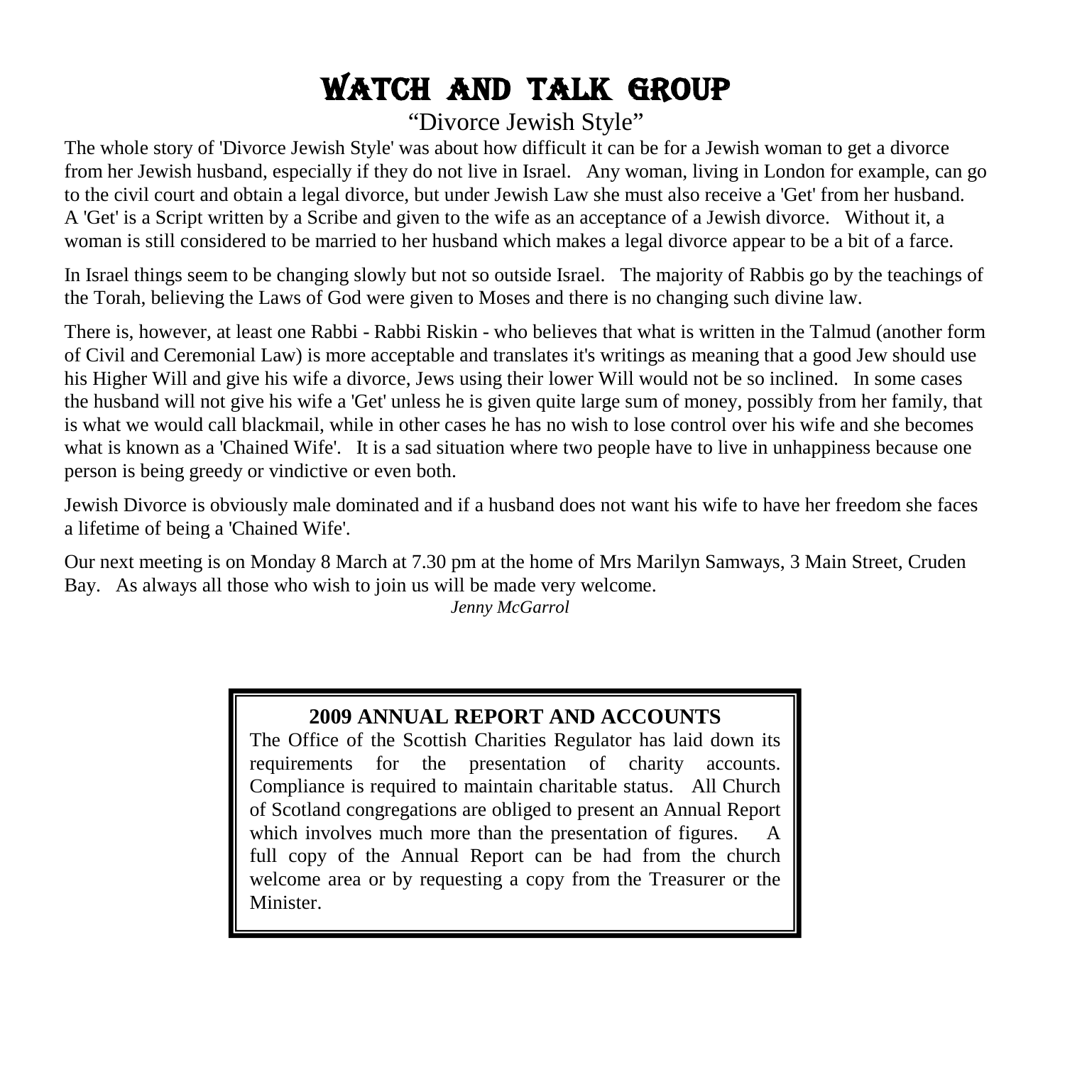# WATCH AND TALK GROUP

## "Divorce Jewish Style"

The whole story of 'Divorce Jewish Style' was about how difficult it can be for a Jewish woman to get a divorce from her Jewish husband, especially if they do not live in Israel. Any woman, living in London for example, can go to the civil court and obtain a legal divorce, but under Jewish Law she must also receive a 'Get' from her husband. A 'Get' is a Script written by a Scribe and given to the wife as an acceptance of a Jewish divorce. Without it, a woman is still considered to be married to her husband which makes a legal divorce appear to be a bit of a farce.

In Israel things seem to be changing slowly but not so outside Israel. The majority of Rabbis go by the teachings of the Torah, believing the Laws of God were given to Moses and there is no changing such divine law.

There is, however, at least one Rabbi - Rabbi Riskin - who believes that what is written in the Talmud (another form of Civil and Ceremonial Law) is more acceptable and translates it's writings as meaning that a good Jew should use his Higher Will and give his wife a divorce, Jews using their lower Will would not be so inclined. In some cases the husband will not give his wife a 'Get' unless he is given quite large sum of money, possibly from her family, that is what we would call blackmail, while in other cases he has no wish to lose control over his wife and she becomes what is known as a 'Chained Wife'. It is a sad situation where two people have to live in unhappiness because one person is being greedy or vindictive or even both.

Jewish Divorce is obviously male dominated and if a husband does not want his wife to have her freedom she faces a lifetime of being a 'Chained Wife'.

Our next meeting is on Monday 8 March at 7.30 pm at the home of Mrs Marilyn Samways, 3 Main Street, Cruden Bay. As always all those who wish to join us will be made very welcome.

*Jenny McGarrol*

**2009 ANNUAL REPORT AND ACCOUNTS**

The Office of the Scottish Charities Regulator has laid down its requirements for the presentation of charity accounts. Compliance is required to maintain charitable status. All Church of Scotland congregations are obliged to present an Annual Report which involves much more than the presentation of figures. A full copy of the Annual Report can be had from the church welcome area or by requesting a copy from the Treasurer or the Minister.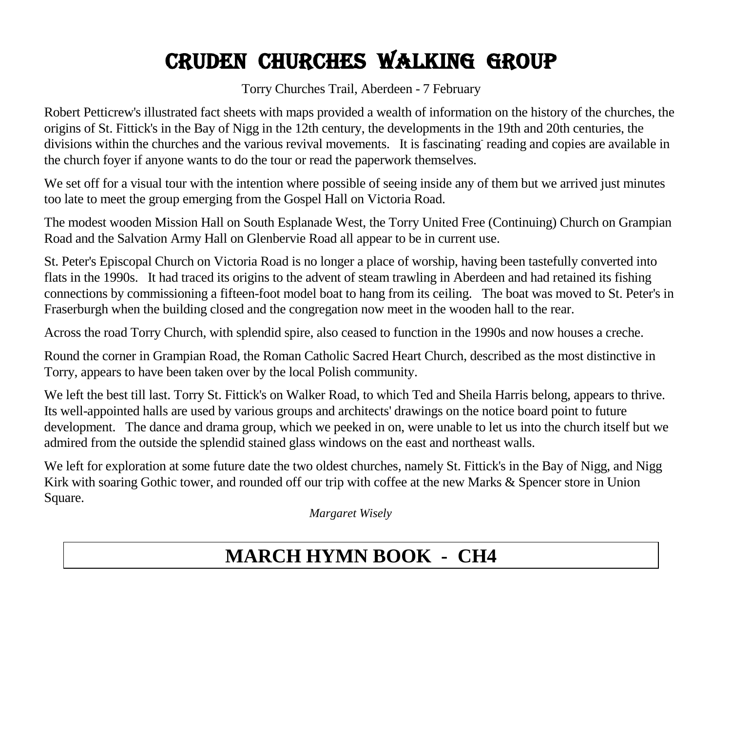# CRUDEN CHURCHES WALKING GROUP

Torry Churches Trail, Aberdeen - 7 February

Robert Petticrew's illustrated fact sheets with maps provided a wealth of information on the history of the churches, the origins of St. Fittick's in the Bay of Nigg in the 12th century, the developments in the 19th and 20th centuries, the divisions within the churches and the various revival movements. It is fascinating reading and copies are available in the church foyer if anyone wants to do the tour or read the paperwork themselves.

We set off for a visual tour with the intention where possible of seeing inside any of them but we arrived just minutes too late to meet the group emerging from the Gospel Hall on Victoria Road.

The modest wooden Mission Hall on South Esplanade West, the Torry United Free (Continuing) Church on Grampian Road and the Salvation Army Hall on Glenbervie Road all appear to be in current use.

St. Peter's Episcopal Church on Victoria Road is no longer a place of worship, having been tastefully converted into flats in the 1990s. It had traced its origins to the advent of steam trawling in Aberdeen and had retained its fishing connections by commissioning a fifteen-foot model boat to hang from its ceiling. The boat was moved to St. Peter's in Fraserburgh when the building closed and the congregation now meet in the wooden hall to the rear.

Across the road Torry Church, with splendid spire, also ceased to function in the 1990s and now houses a creche.

Round the corner in Grampian Road, the Roman Catholic Sacred Heart Church, described as the most distinctive in Torry, appears to have been taken over by the local Polish community.

We left the best till last. Torry St. Fittick's on Walker Road, to which Ted and Sheila Harris belong, appears to thrive. Its well-appointed halls are used by various groups and architects' drawings on the notice board point to future development. The dance and drama group, which we peeked in on, were unable to let us into the church itself but we admired from the outside the splendid stained glass windows on the east and northeast walls.

We left for exploration at some future date the two oldest churches, namely St. Fittick's in the Bay of Nigg, and Nigg Kirk with soaring Gothic tower, and rounded off our trip with coffee at the new Marks & Spencer store in Union Square.

*Margaret Wisely*

## MARCH HYMN BOOK - CH4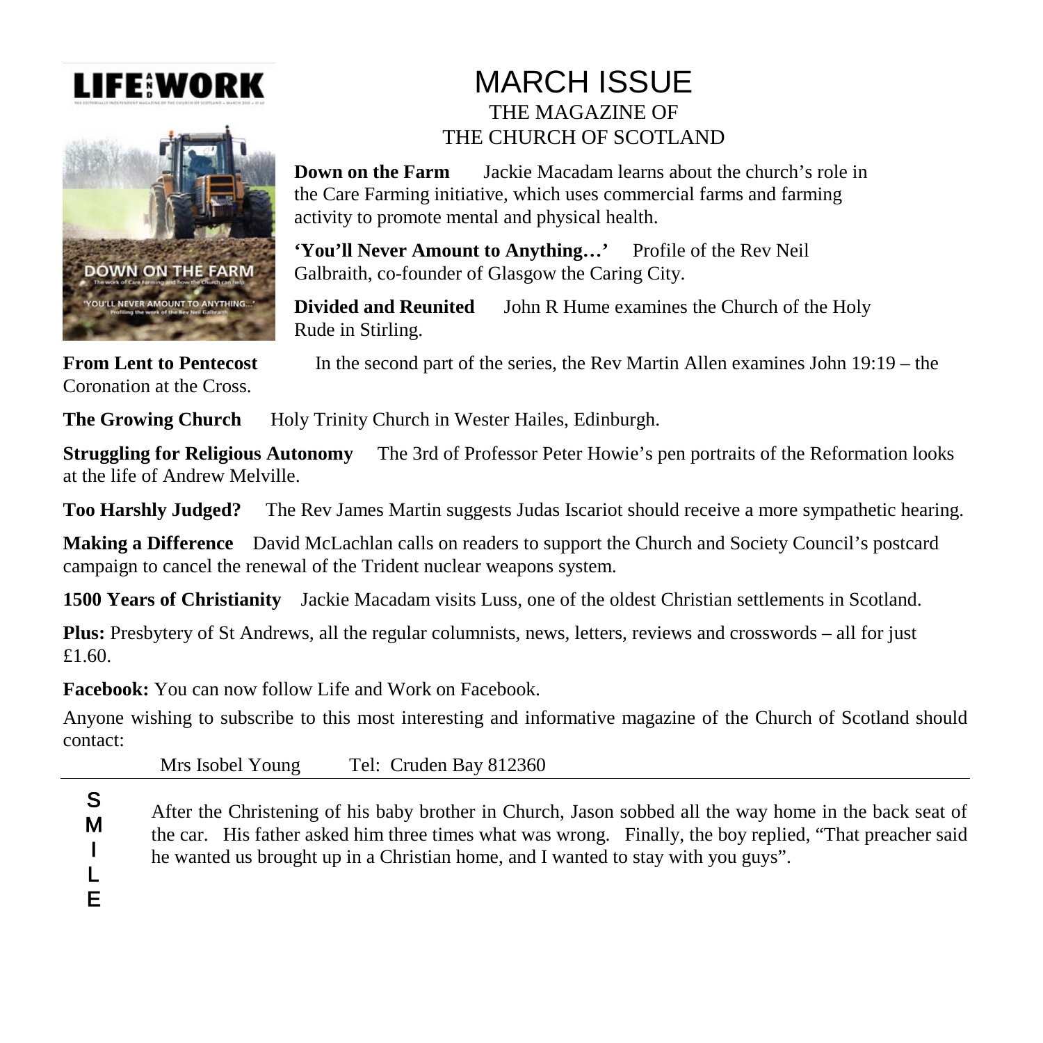# MARCH ISSUE

THE MAGAZINE OF
THE CHURCH OF SCOTLAND

**Down on the Farm** Jackie Macadam learns about the church's role in the Care Farming initiative, which uses commercial farms and farming activity to promote mental and physical health.

**'You'll Never Amount to Anything…'** Profile of the Rev Neil Galbraith, co-founder of Glasgow the Caring City.

**Divided and Reunited** John R Hume examines the Church of the Holy Rude in Stirling.

**From Lent to Pentecost** In the second part of the series, the Rev Martin Allen examines John 19:19 – the Coronation at the Cross.

**The Growing Church** Holy Trinity Church in Wester Hailes, Edinburgh.

**Struggling for Religious Autonomy** The 3rd of Professor Peter Howie's pen portraits of the Reformation looks at the life of Andrew Melville.

**Too Harshly Judged?** The Rev James Martin suggests Judas Iscariot should receive a more sympathetic hearing.

**Making a Difference** David McLachlan calls on readers to support the Church and Society Council's postcard campaign to cancel the renewal of the Trident nuclear weapons system.

**1500 Years of Christianity** Jackie Macadam visits Luss, one of the oldest Christian settlements in Scotland.

**Plus:** Presbytery of St Andrews, all the regular columnists, news, letters, reviews and crosswords – all for just £1.60.

**Facebook:** You can now follow Life and Work on Facebook.

Anyone wishing to subscribe to this most interesting and informative magazine of the Church of Scotland should contact:

Mrs Isobel Young Tel: Cruden Bay 812360

---

**SMILE**

After the Christening of his baby brother in Church, Jason sobbed all the way home in the back seat of the car. His father asked him three times what was wrong. Finally, the boy replied, "That preacher said he wanted us brought up in a Christian home, and I wanted to stay with you guys".